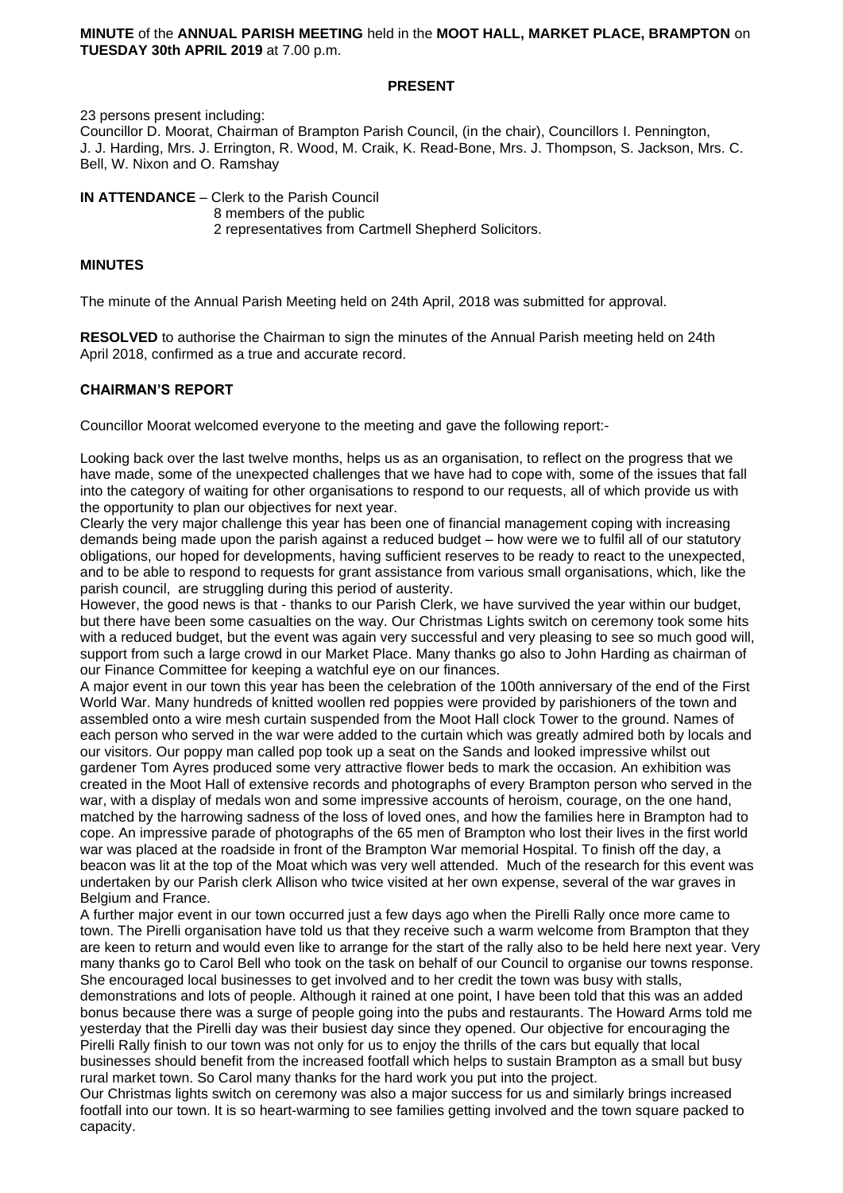**MINUTE** of the **ANNUAL PARISH MEETING** held in the **MOOT HALL, MARKET PLACE, BRAMPTON** on **TUESDAY 30th APRIL 2019** at 7.00 p.m.

**PRESENT**

23 persons present including:
Councillor D. Moorat, Chairman of Brampton Parish Council, (in the chair), Councillors I. Pennington, J. J. Harding, Mrs. J. Errington, R. Wood, M. Craik, K. Read-Bone, Mrs. J. Thompson, S. Jackson, Mrs. C. Bell, W. Nixon and O. Ramshay

**IN ATTENDANCE** – Clerk to the Parish Council
8 members of the public
2 representatives from Cartmell Shepherd Solicitors.

**MINUTES**

The minute of the Annual Parish Meeting held on 24th April, 2018 was submitted for approval.

**RESOLVED** to authorise the Chairman to sign the minutes of the Annual Parish meeting held on 24th April 2018, confirmed as a true and accurate record.

**CHAIRMAN'S REPORT**

Councillor Moorat welcomed everyone to the meeting and gave the following report:-

Looking back over the last twelve months, helps us as an organisation, to reflect on the progress that we have made, some of the unexpected challenges that we have had to cope with, some of the issues that fall into the category of waiting for other organisations to respond to our requests, all of which provide us with the opportunity to plan our objectives for next year.

Clearly the very major challenge this year has been one of financial management coping with increasing demands being made upon the parish against a reduced budget – how were we to fulfil all of our statutory obligations, our hoped for developments, having sufficient reserves to be ready to react to the unexpected, and to be able to respond to requests for grant assistance from various small organisations, which, like the parish council, are struggling during this period of austerity.

However, the good news is that - thanks to our Parish Clerk, we have survived the year within our budget, but there have been some casualties on the way. Our Christmas Lights switch on ceremony took some hits with a reduced budget, but the event was again very successful and very pleasing to see so much good will, support from such a large crowd in our Market Place. Many thanks go also to John Harding as chairman of our Finance Committee for keeping a watchful eye on our finances.

A major event in our town this year has been the celebration of the 100th anniversary of the end of the First World War. Many hundreds of knitted woollen red poppies were provided by parishioners of the town and assembled onto a wire mesh curtain suspended from the Moot Hall clock Tower to the ground. Names of each person who served in the war were added to the curtain which was greatly admired both by locals and our visitors. Our poppy man called pop took up a seat on the Sands and looked impressive whilst out gardener Tom Ayres produced some very attractive flower beds to mark the occasion. An exhibition was created in the Moot Hall of extensive records and photographs of every Brampton person who served in the war, with a display of medals won and some impressive accounts of heroism, courage, on the one hand, matched by the harrowing sadness of the loss of loved ones, and how the families here in Brampton had to cope. An impressive parade of photographs of the 65 men of Brampton who lost their lives in the first world war was placed at the roadside in front of the Brampton War memorial Hospital. To finish off the day, a beacon was lit at the top of the Moat which was very well attended. Much of the research for this event was undertaken by our Parish clerk Allison who twice visited at her own expense, several of the war graves in Belgium and France.

A further major event in our town occurred just a few days ago when the Pirelli Rally once more came to town. The Pirelli organisation have told us that they receive such a warm welcome from Brampton that they are keen to return and would even like to arrange for the start of the rally also to be held here next year. Very many thanks go to Carol Bell who took on the task on behalf of our Council to organise our towns response. She encouraged local businesses to get involved and to her credit the town was busy with stalls, demonstrations and lots of people. Although it rained at one point, I have been told that this was an added bonus because there was a surge of people going into the pubs and restaurants. The Howard Arms told me yesterday that the Pirelli day was their busiest day since they opened. Our objective for encouraging the Pirelli Rally finish to our town was not only for us to enjoy the thrills of the cars but equally that local businesses should benefit from the increased footfall which helps to sustain Brampton as a small but busy rural market town. So Carol many thanks for the hard work you put into the project.

Our Christmas lights switch on ceremony was also a major success for us and similarly brings increased footfall into our town. It is so heart-warming to see families getting involved and the town square packed to capacity.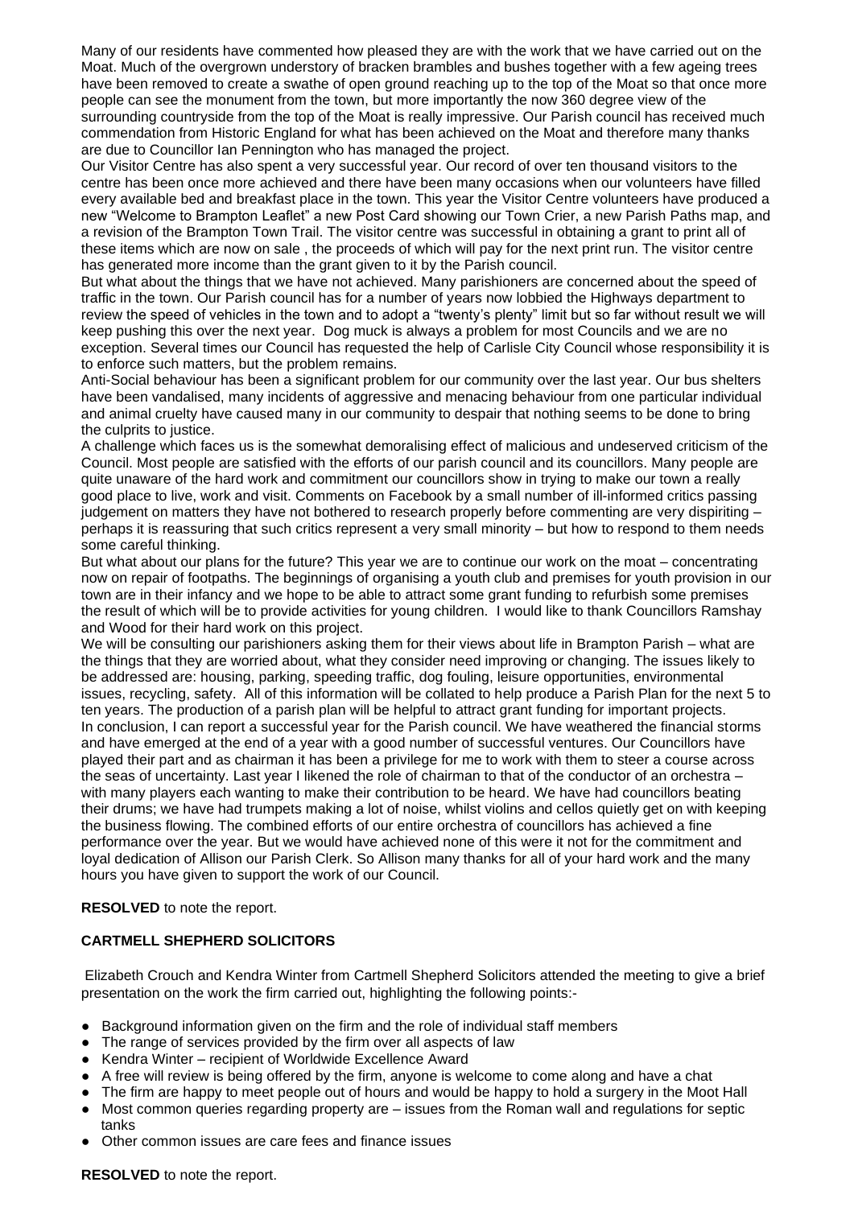Many of our residents have commented how pleased they are with the work that we have carried out on the Moat. Much of the overgrown understory of bracken brambles and bushes together with a few ageing trees have been removed to create a swathe of open ground reaching up to the top of the Moat so that once more people can see the monument from the town, but more importantly the now 360 degree view of the surrounding countryside from the top of the Moat is really impressive. Our Parish council has received much commendation from Historic England for what has been achieved on the Moat and therefore many thanks are due to Councillor Ian Pennington who has managed the project.

Our Visitor Centre has also spent a very successful year. Our record of over ten thousand visitors to the centre has been once more achieved and there have been many occasions when our volunteers have filled every available bed and breakfast place in the town. This year the Visitor Centre volunteers have produced a new "Welcome to Brampton Leaflet" a new Post Card showing our Town Crier, a new Parish Paths map, and a revision of the Brampton Town Trail. The visitor centre was successful in obtaining a grant to print all of these items which are now on sale , the proceeds of which will pay for the next print run. The visitor centre has generated more income than the grant given to it by the Parish council.

But what about the things that we have not achieved. Many parishioners are concerned about the speed of traffic in the town. Our Parish council has for a number of years now lobbied the Highways department to review the speed of vehicles in the town and to adopt a "twenty's plenty" limit but so far without result we will keep pushing this over the next year. Dog muck is always a problem for most Councils and we are no exception. Several times our Council has requested the help of Carlisle City Council whose responsibility it is to enforce such matters, but the problem remains.

Anti-Social behaviour has been a significant problem for our community over the last year. Our bus shelters have been vandalised, many incidents of aggressive and menacing behaviour from one particular individual and animal cruelty have caused many in our community to despair that nothing seems to be done to bring the culprits to justice.

A challenge which faces us is the somewhat demoralising effect of malicious and undeserved criticism of the Council. Most people are satisfied with the efforts of our parish council and its councillors. Many people are quite unaware of the hard work and commitment our councillors show in trying to make our town a really good place to live, work and visit. Comments on Facebook by a small number of ill-informed critics passing judgement on matters they have not bothered to research properly before commenting are very dispiriting – perhaps it is reassuring that such critics represent a very small minority – but how to respond to them needs some careful thinking.

But what about our plans for the future? This year we are to continue our work on the moat – concentrating now on repair of footpaths. The beginnings of organising a youth club and premises for youth provision in our town are in their infancy and we hope to be able to attract some grant funding to refurbish some premises the result of which will be to provide activities for young children. I would like to thank Councillors Ramshay and Wood for their hard work on this project.

We will be consulting our parishioners asking them for their views about life in Brampton Parish – what are the things that they are worried about, what they consider need improving or changing. The issues likely to be addressed are: housing, parking, speeding traffic, dog fouling, leisure opportunities, environmental issues, recycling, safety. All of this information will be collated to help produce a Parish Plan for the next 5 to ten years. The production of a parish plan will be helpful to attract grant funding for important projects.

In conclusion, I can report a successful year for the Parish council. We have weathered the financial storms and have emerged at the end of a year with a good number of successful ventures. Our Councillors have played their part and as chairman it has been a privilege for me to work with them to steer a course across the seas of uncertainty. Last year I likened the role of chairman to that of the conductor of an orchestra – with many players each wanting to make their contribution to be heard. We have had councillors beating their drums; we have had trumpets making a lot of noise, whilst violins and cellos quietly get on with keeping the business flowing. The combined efforts of our entire orchestra of councillors has achieved a fine performance over the year. But we would have achieved none of this were it not for the commitment and loyal dedication of Allison our Parish Clerk. So Allison many thanks for all of your hard work and the many hours you have given to support the work of our Council.

**RESOLVED** to note the report.

**CARTMELL SHEPHERD SOLICITORS**

Elizabeth Crouch and Kendra Winter from Cartmell Shepherd Solicitors attended the meeting to give a brief presentation on the work the firm carried out, highlighting the following points:-

- Background information given on the firm and the role of individual staff members
- The range of services provided by the firm over all aspects of law
- Kendra Winter – recipient of Worldwide Excellence Award
- A free will review is being offered by the firm, anyone is welcome to come along and have a chat
- The firm are happy to meet people out of hours and would be happy to hold a surgery in the Moot Hall
- Most common queries regarding property are – issues from the Roman wall and regulations for septic tanks
- Other common issues are care fees and finance issues

**RESOLVED** to note the report.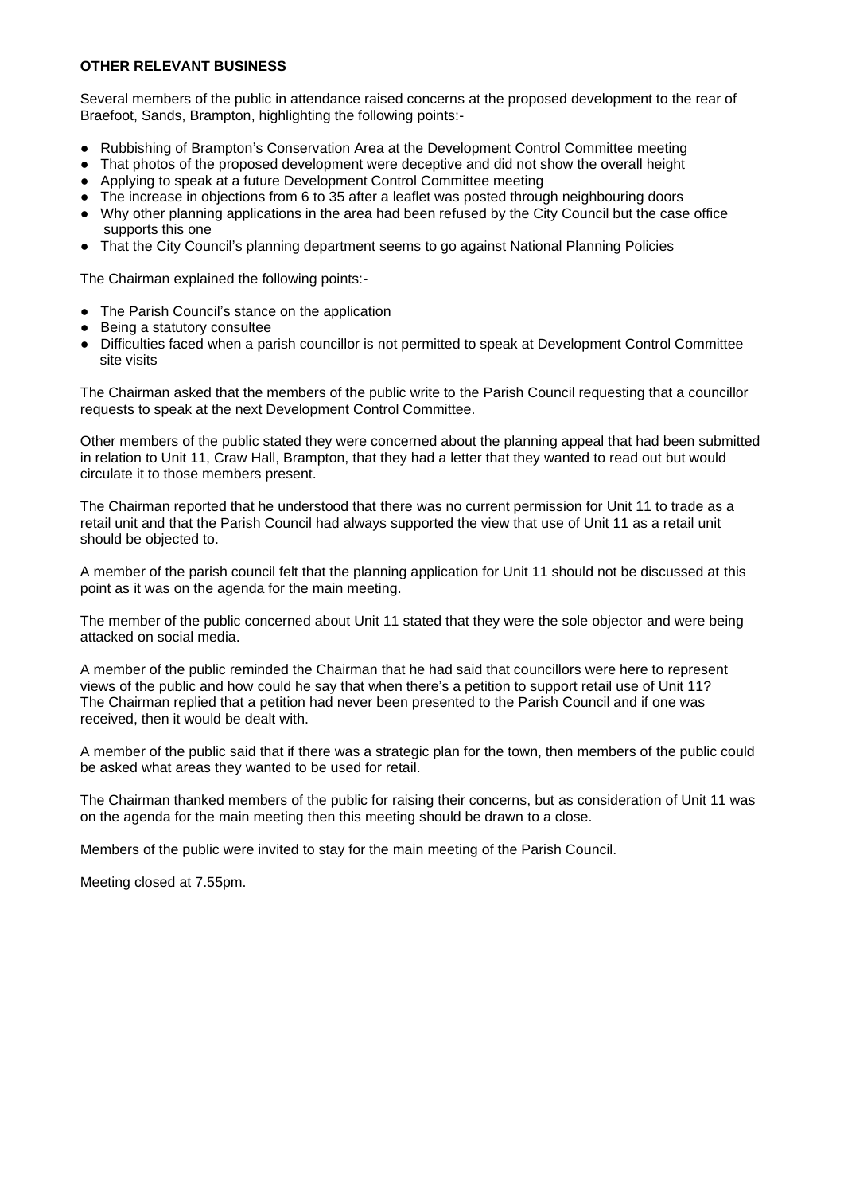**OTHER RELEVANT BUSINESS**

Several members of the public in attendance raised concerns at the proposed development to the rear of Braefoot, Sands, Brampton, highlighting the following points:-

- Rubbishing of Brampton's Conservation Area at the Development Control Committee meeting
- That photos of the proposed development were deceptive and did not show the overall height
- Applying to speak at a future Development Control Committee meeting
- The increase in objections from 6 to 35 after a leaflet was posted through neighbouring doors
- Why other planning applications in the area had been refused by the City Council but the case office supports this one
- That the City Council's planning department seems to go against National Planning Policies

The Chairman explained the following points:-

- The Parish Council's stance on the application
- Being a statutory consultee
- Difficulties faced when a parish councillor is not permitted to speak at Development Control Committee site visits

The Chairman asked that the members of the public write to the Parish Council requesting that a councillor requests to speak at the next Development Control Committee.

Other members of the public stated they were concerned about the planning appeal that had been submitted in relation to Unit 11, Craw Hall, Brampton, that they had a letter that they wanted to read out but would circulate it to those members present.

The Chairman reported that he understood that there was no current permission for Unit 11 to trade as a retail unit and that the Parish Council had always supported the view that use of Unit 11 as a retail unit should be objected to.

A member of the parish council felt that the planning application for Unit 11 should not be discussed at this point as it was on the agenda for the main meeting.

The member of the public concerned about Unit 11 stated that they were the sole objector and were being attacked on social media.

A member of the public reminded the Chairman that he had said that councillors were here to represent views of the public and how could he say that when there's a petition to support retail use of Unit 11? The Chairman replied that a petition had never been presented to the Parish Council and if one was received, then it would be dealt with.

A member of the public said that if there was a strategic plan for the town, then members of the public could be asked what areas they wanted to be used for retail.

The Chairman thanked members of the public for raising their concerns, but as consideration of Unit 11 was on the agenda for the main meeting then this meeting should be drawn to a close.

Members of the public were invited to stay for the main meeting of the Parish Council.

Meeting closed at 7.55pm.